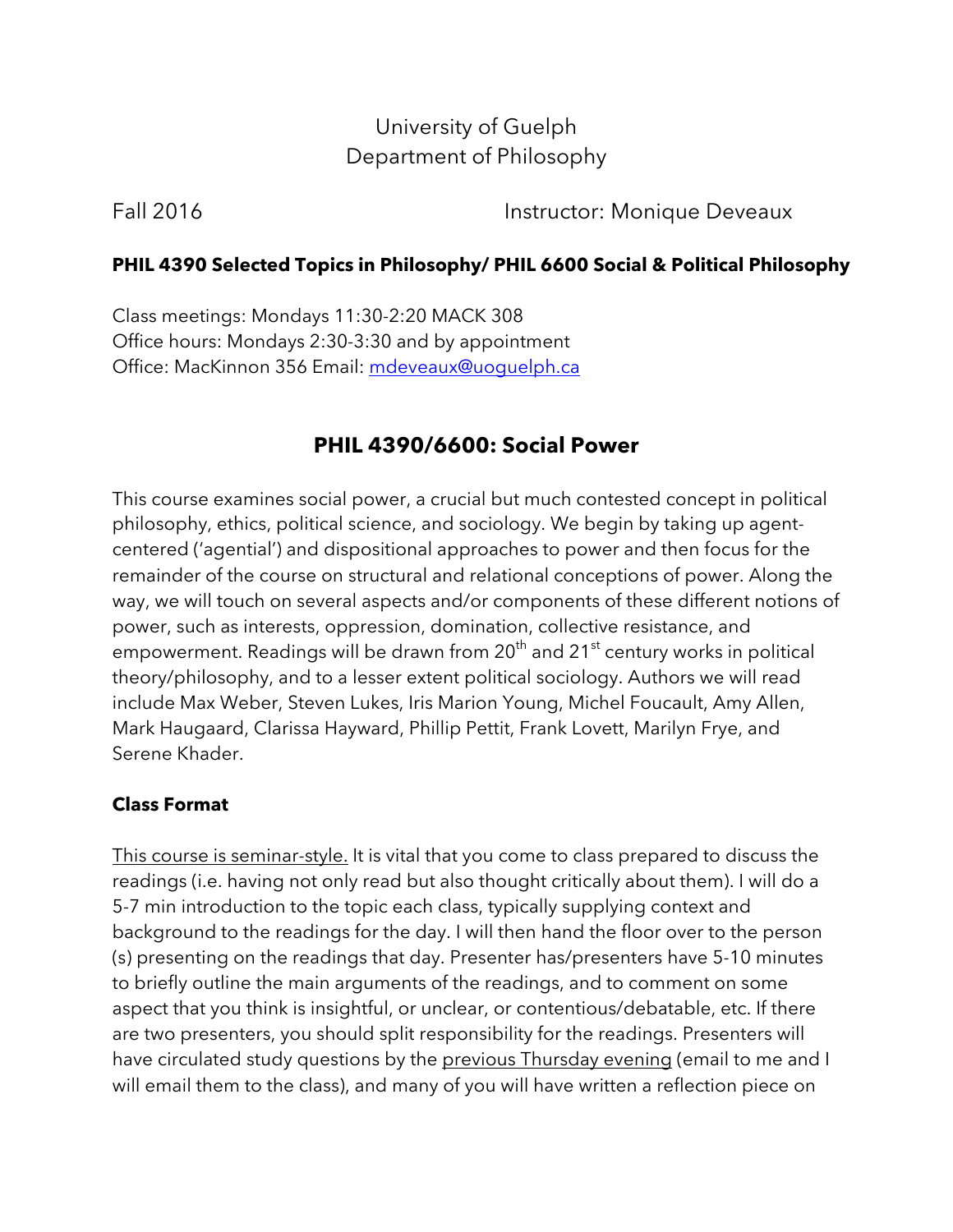University of Guelph
Department of Philosophy

Fall 2016 Instructor: Monique Deveaux

**PHIL 4390 Selected Topics in Philosophy/ PHIL 6600 Social & Political Philosophy**

Class meetings: Mondays 11:30-2:20 MACK 308
Office hours: Mondays 2:30-3:30 and by appointment
Office: MacKinnon 356 Email: mdeveaux@uoguelph.ca

## PHIL 4390/6600: Social Power

This course examines social power, a crucial but much contested concept in political philosophy, ethics, political science, and sociology. We begin by taking up agent-centered ('agential') and dispositional approaches to power and then focus for the remainder of the course on structural and relational conceptions of power. Along the way, we will touch on several aspects and/or components of these different notions of power, such as interests, oppression, domination, collective resistance, and empowerment. Readings will be drawn from 20th and 21st century works in political theory/philosophy, and to a lesser extent political sociology. Authors we will read include Max Weber, Steven Lukes, Iris Marion Young, Michel Foucault, Amy Allen, Mark Haugaard, Clarissa Hayward, Phillip Pettit, Frank Lovett, Marilyn Frye, and Serene Khader.

### Class Format

This course is seminar-style. It is vital that you come to class prepared to discuss the readings (i.e. having not only read but also thought critically about them). I will do a 5-7 min introduction to the topic each class, typically supplying context and background to the readings for the day. I will then hand the floor over to the person (s) presenting on the readings that day. Presenter has/presenters have 5-10 minutes to briefly outline the main arguments of the readings, and to comment on some aspect that you think is insightful, or unclear, or contentious/debatable, etc. If there are two presenters, you should split responsibility for the readings. Presenters will have circulated study questions by the previous Thursday evening (email to me and I will email them to the class), and many of you will have written a reflection piece on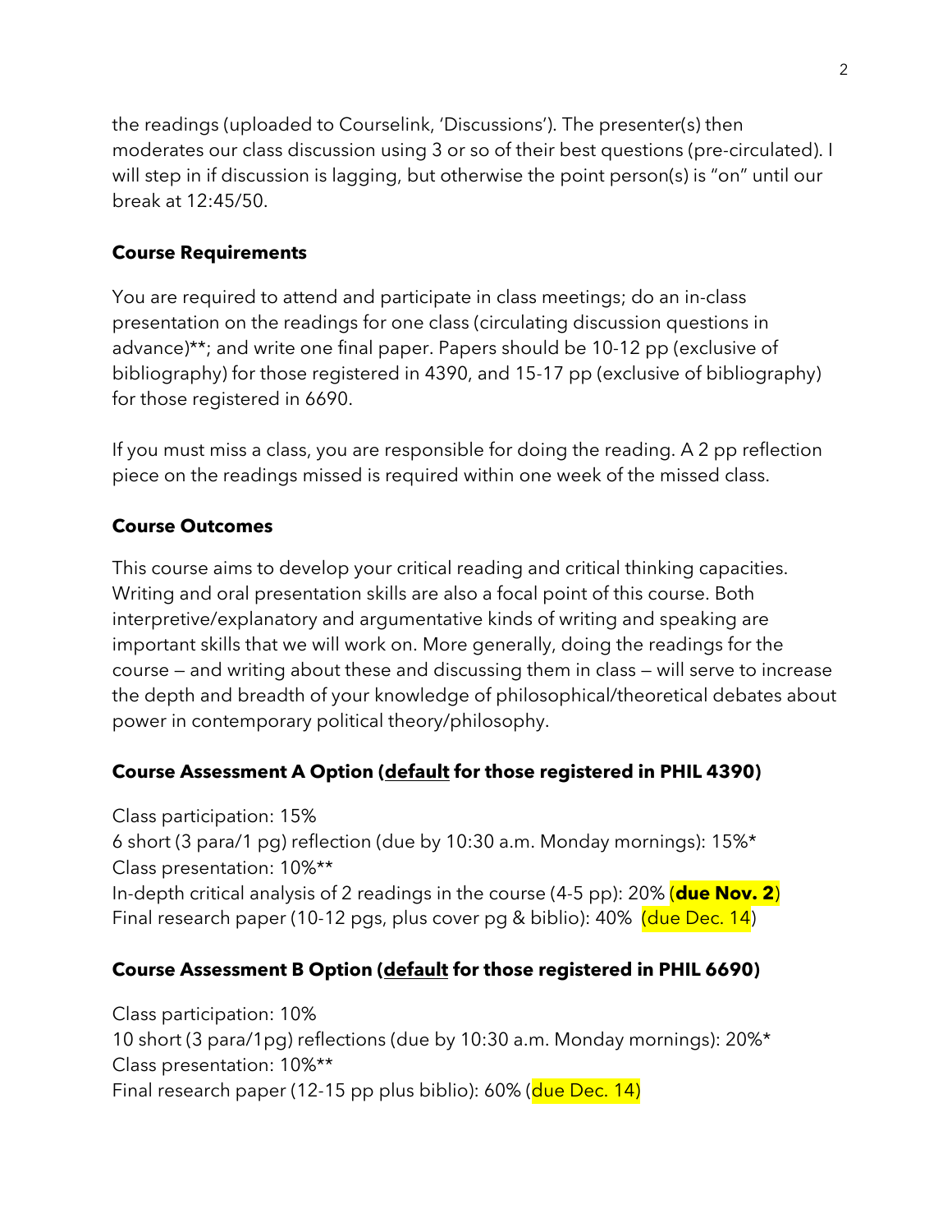the readings (uploaded to Courselink, 'Discussions'). The presenter(s) then moderates our class discussion using 3 or so of their best questions (pre-circulated). I will step in if discussion is lagging, but otherwise the point person(s) is "on" until our break at 12:45/50.

**Course Requirements**

You are required to attend and participate in class meetings; do an in-class presentation on the readings for one class (circulating discussion questions in advance)**; and write one final paper. Papers should be 10-12 pp (exclusive of bibliography) for those registered in 4390, and 15-17 pp (exclusive of bibliography) for those registered in 6690.

If you must miss a class, you are responsible for doing the reading. A 2 pp reflection piece on the readings missed is required within one week of the missed class.

**Course Outcomes**

This course aims to develop your critical reading and critical thinking capacities. Writing and oral presentation skills are also a focal point of this course. Both interpretive/explanatory and argumentative kinds of writing and speaking are important skills that we will work on. More generally, doing the readings for the course — and writing about these and discussing them in class — will serve to increase the depth and breadth of your knowledge of philosophical/theoretical debates about power in contemporary political theory/philosophy.

**Course Assessment A Option (<u>default</u> for those registered in PHIL 4390)**

Class participation: 15%
6 short (3 para/1 pg) reflection (due by 10:30 a.m. Monday mornings): 15%*
Class presentation: 10%**
In-depth critical analysis of 2 readings in the course (4-5 pp): 20% (**due Nov. 2**)
Final research paper (10-12 pgs, plus cover pg & biblio): 40% (due Dec. 14)

**Course Assessment B Option (<u>default</u> for those registered in PHIL 6690)**

Class participation: 10%
10 short (3 para/1pg) reflections (due by 10:30 a.m. Monday mornings): 20%*
Class presentation: 10%**
Final research paper (12-15 pp plus biblio): 60% (due Dec. 14)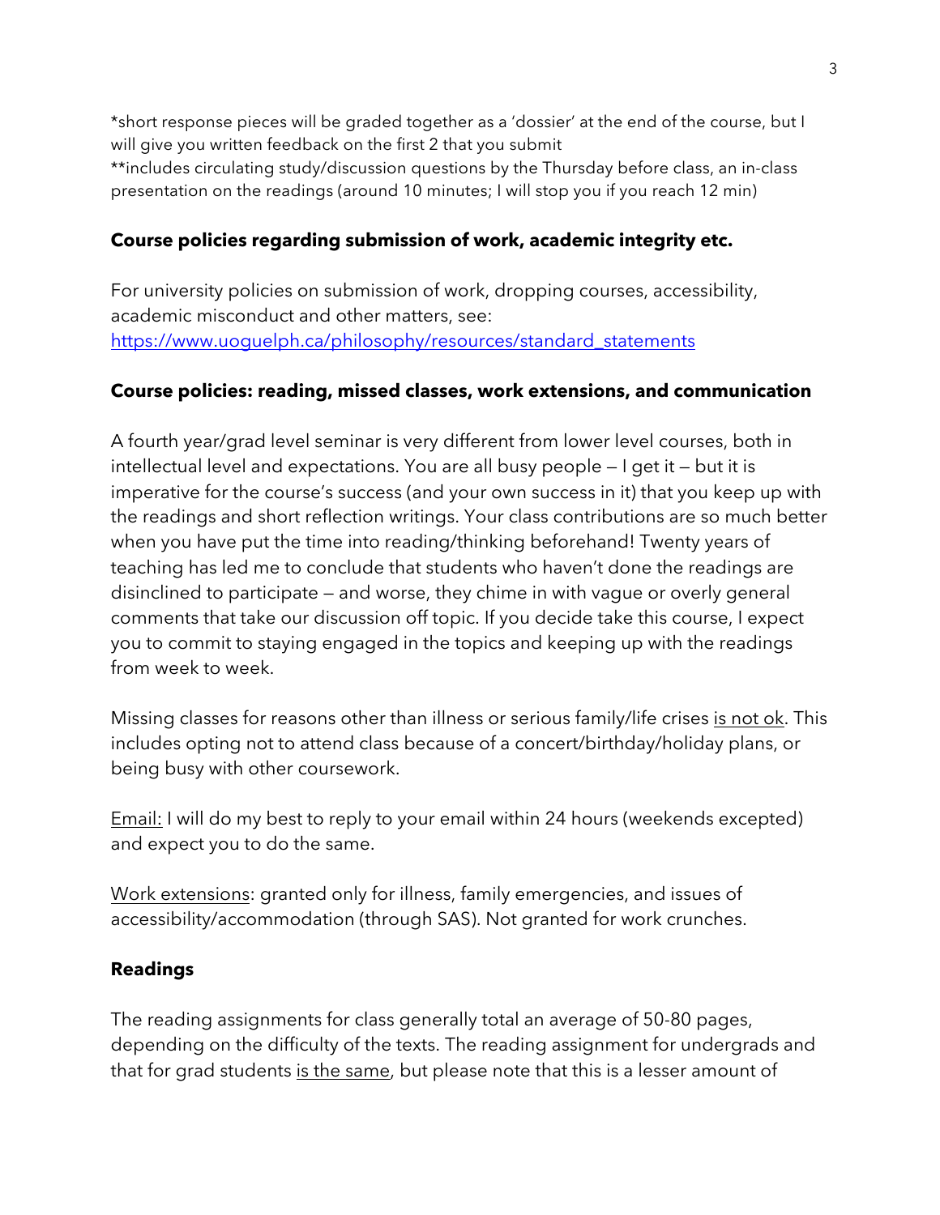*short response pieces will be graded together as a 'dossier' at the end of the course, but I will give you written feedback on the first 2 that you submit
**includes circulating study/discussion questions by the Thursday before class, an in-class presentation on the readings (around 10 minutes; I will stop you if you reach 12 min)

## Course policies regarding submission of work, academic integrity etc.

For university policies on submission of work, dropping courses, accessibility, academic misconduct and other matters, see: [https://www.uoguelph.ca/philosophy/resources/standard_statements](https://www.uoguelph.ca/philosophy/resources/standard_statements)

## Course policies: reading, missed classes, work extensions, and communication

A fourth year/grad level seminar is very different from lower level courses, both in intellectual level and expectations. You are all busy people — I get it — but it is imperative for the course's success (and your own success in it) that you keep up with the readings and short reflection writings. Your class contributions are so much better when you have put the time into reading/thinking beforehand! Twenty years of teaching has led me to conclude that students who haven't done the readings are disinclined to participate — and worse, they chime in with vague or overly general comments that take our discussion off topic. If you decide take this course, I expect you to commit to staying engaged in the topics and keeping up with the readings from week to week.

Missing classes for reasons other than illness or serious family/life crises <u>is not ok</u>. This includes opting not to attend class because of a concert/birthday/holiday plans, or being busy with other coursework.

<u>Email:</u> I will do my best to reply to your email within 24 hours (weekends excepted) and expect you to do the same.

<u>Work extensions</u>: granted only for illness, family emergencies, and issues of accessibility/accommodation (through SAS). Not granted for work crunches.

## Readings

The reading assignments for class generally total an average of 50-80 pages, depending on the difficulty of the texts. The reading assignment for undergrads and that for grad students <u>is the same</u>, but please note that this is a lesser amount of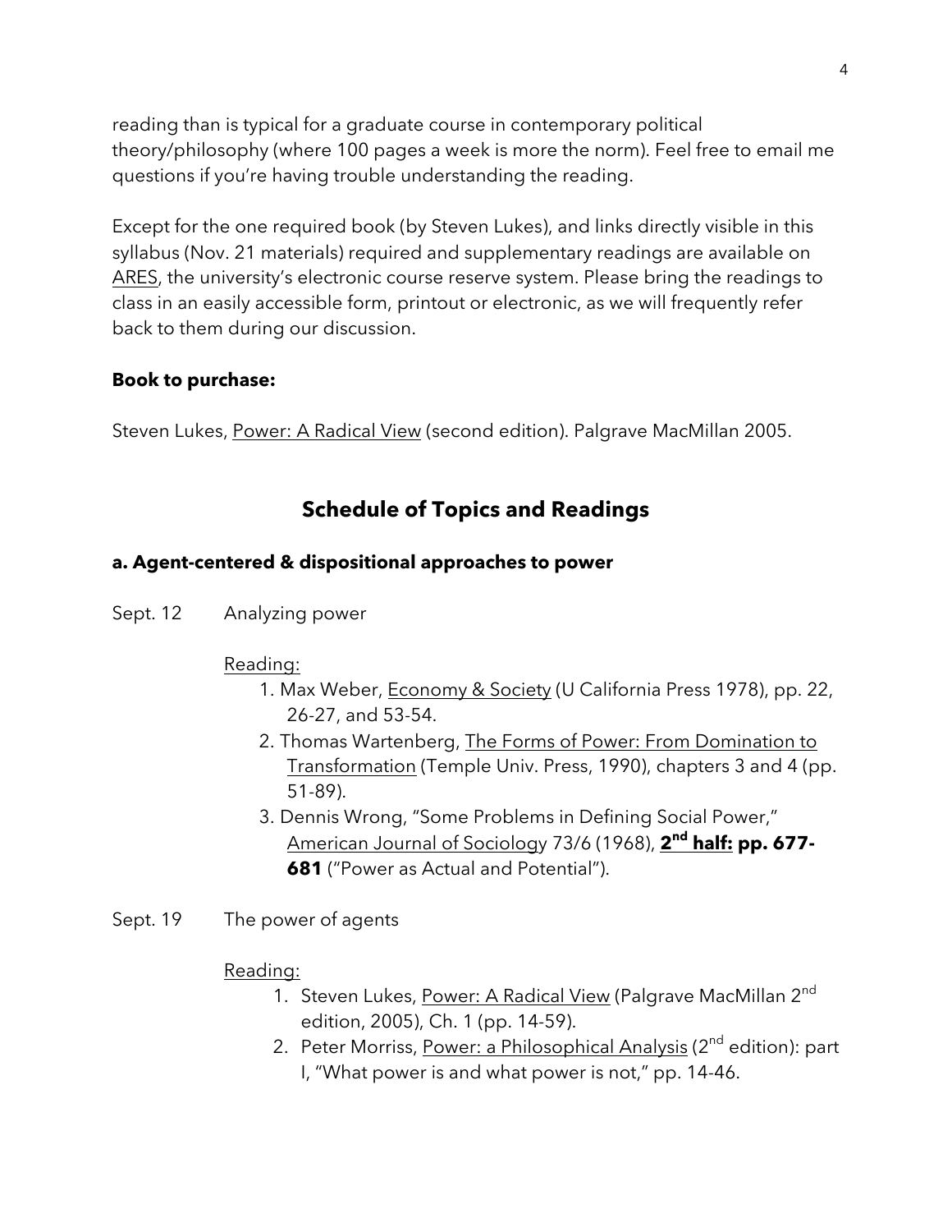reading than is typical for a graduate course in contemporary political theory/philosophy (where 100 pages a week is more the norm). Feel free to email me questions if you're having trouble understanding the reading.

Except for the one required book (by Steven Lukes), and links directly visible in this syllabus (Nov. 21 materials) required and supplementary readings are available on ARES, the university's electronic course reserve system. Please bring the readings to class in an easily accessible form, printout or electronic, as we will frequently refer back to them during our discussion.

**Book to purchase:**

Steven Lukes, Power: A Radical View (second edition). Palgrave MacMillan 2005.

## Schedule of Topics and Readings

### a. Agent-centered & dispositional approaches to power

Sept. 12 Analyzing power

Reading:

1. Max Weber, Economy & Society (U California Press 1978), pp. 22, 26-27, and 53-54.
2. Thomas Wartenberg, The Forms of Power: From Domination to Transformation (Temple Univ. Press, 1990), chapters 3 and 4 (pp. 51-89).
3. Dennis Wrong, "Some Problems in Defining Social Power," American Journal of Sociology 73/6 (1968), **2nd half: pp. 677-681** ("Power as Actual and Potential").

Sept. 19 The power of agents

Reading:

1. Steven Lukes, Power: A Radical View (Palgrave MacMillan 2nd edition, 2005), Ch. 1 (pp. 14-59).
2. Peter Morriss, Power: a Philosophical Analysis (2nd edition): part I, "What power is and what power is not," pp. 14-46.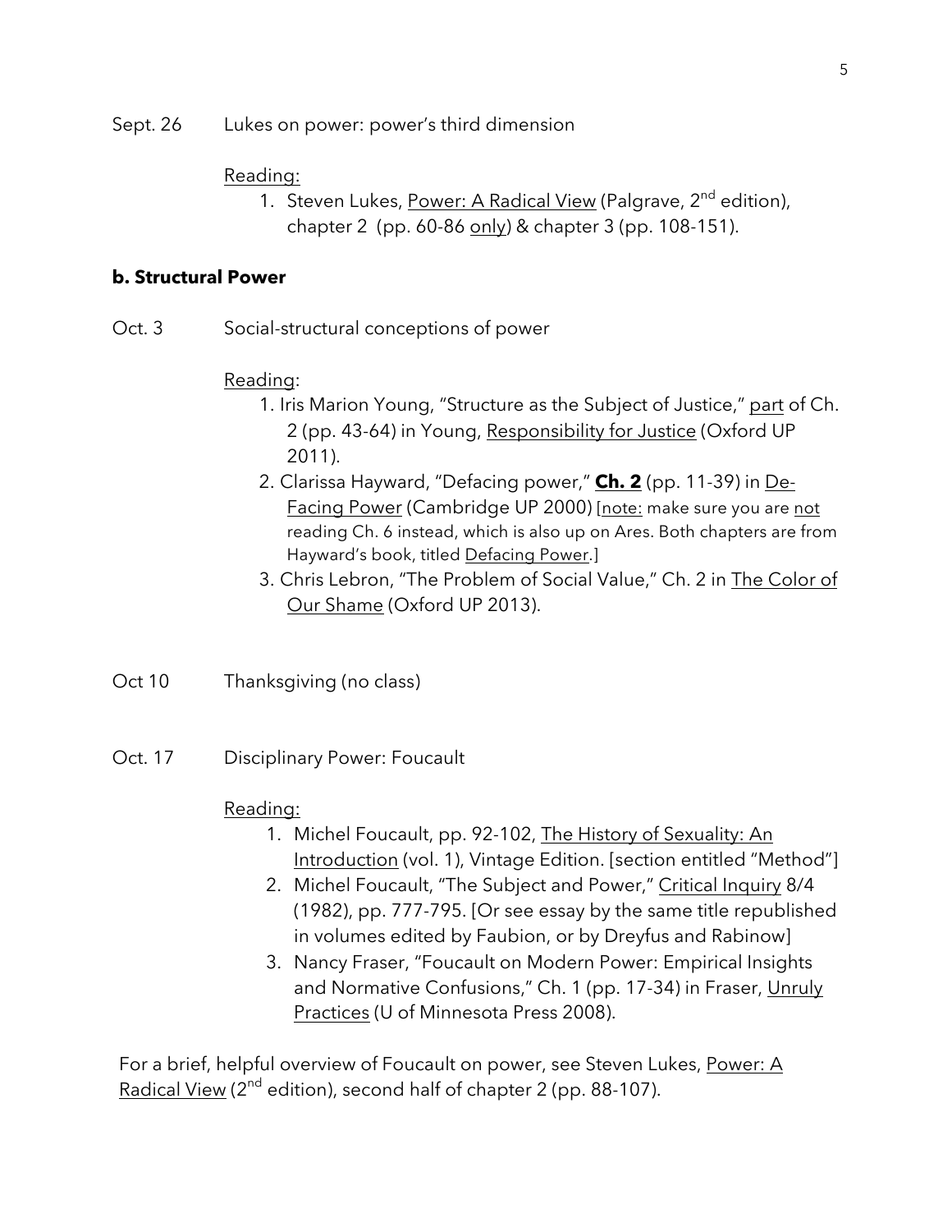Sept. 26 Lukes on power: power's third dimension

Reading:

1. Steven Lukes, Power: A Radical View (Palgrave, 2nd edition), chapter 2 (pp. 60-86 only) & chapter 3 (pp. 108-151).

**b. Structural Power**

Oct. 3 Social-structural conceptions of power

Reading:

1. Iris Marion Young, "Structure as the Subject of Justice," part of Ch. 2 (pp. 43-64) in Young, Responsibility for Justice (Oxford UP 2011).
2. Clarissa Hayward, "Defacing power," **Ch. 2** (pp. 11-39) in De-Facing Power (Cambridge UP 2000) [note: make sure you are not reading Ch. 6 instead, which is also up on Ares. Both chapters are from Hayward's book, titled Defacing Power.]
3. Chris Lebron, "The Problem of Social Value," Ch. 2 in The Color of Our Shame (Oxford UP 2013).

Oct 10 Thanksgiving (no class)

Oct. 17 Disciplinary Power: Foucault

Reading:

1. Michel Foucault, pp. 92-102, The History of Sexuality: An Introduction (vol. 1), Vintage Edition. [section entitled "Method"]
2. Michel Foucault, "The Subject and Power," Critical Inquiry 8/4 (1982), pp. 777-795. [Or see essay by the same title republished in volumes edited by Faubion, or by Dreyfus and Rabinow]
3. Nancy Fraser, "Foucault on Modern Power: Empirical Insights and Normative Confusions," Ch. 1 (pp. 17-34) in Fraser, Unruly Practices (U of Minnesota Press 2008).

For a brief, helpful overview of Foucault on power, see Steven Lukes, Power: A Radical View (2nd edition), second half of chapter 2 (pp. 88-107).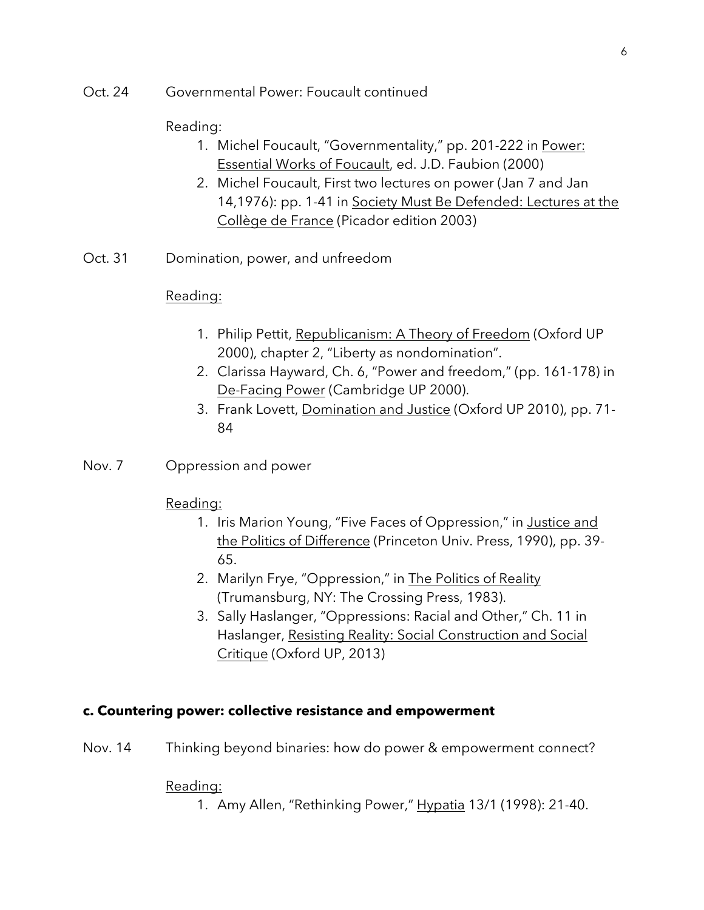Oct. 24 Governmental Power: Foucault continued

Reading:

1. Michel Foucault, "Governmentality," pp. 201-222 in Power: Essential Works of Foucault, ed. J.D. Faubion (2000)
2. Michel Foucault, First two lectures on power (Jan 7 and Jan 14,1976): pp. 1-41 in Society Must Be Defended: Lectures at the Collège de France (Picador edition 2003)

Oct. 31 Domination, power, and unfreedom

Reading:

1. Philip Pettit, Republicanism: A Theory of Freedom (Oxford UP 2000), chapter 2, "Liberty as nondomination".
2. Clarissa Hayward, Ch. 6, "Power and freedom," (pp. 161-178) in De-Facing Power (Cambridge UP 2000).
3. Frank Lovett, Domination and Justice (Oxford UP 2010), pp. 71-84

Nov. 7 Oppression and power

Reading:

1. Iris Marion Young, "Five Faces of Oppression," in Justice and the Politics of Difference (Princeton Univ. Press, 1990), pp. 39-65.
2. Marilyn Frye, "Oppression," in The Politics of Reality (Trumansburg, NY: The Crossing Press, 1983).
3. Sally Haslanger, "Oppressions: Racial and Other," Ch. 11 in Haslanger, Resisting Reality: Social Construction and Social Critique (Oxford UP, 2013)

**c. Countering power: collective resistance and empowerment**

Nov. 14 Thinking beyond binaries: how do power & empowerment connect?

Reading:

1. Amy Allen, "Rethinking Power," Hypatia 13/1 (1998): 21-40.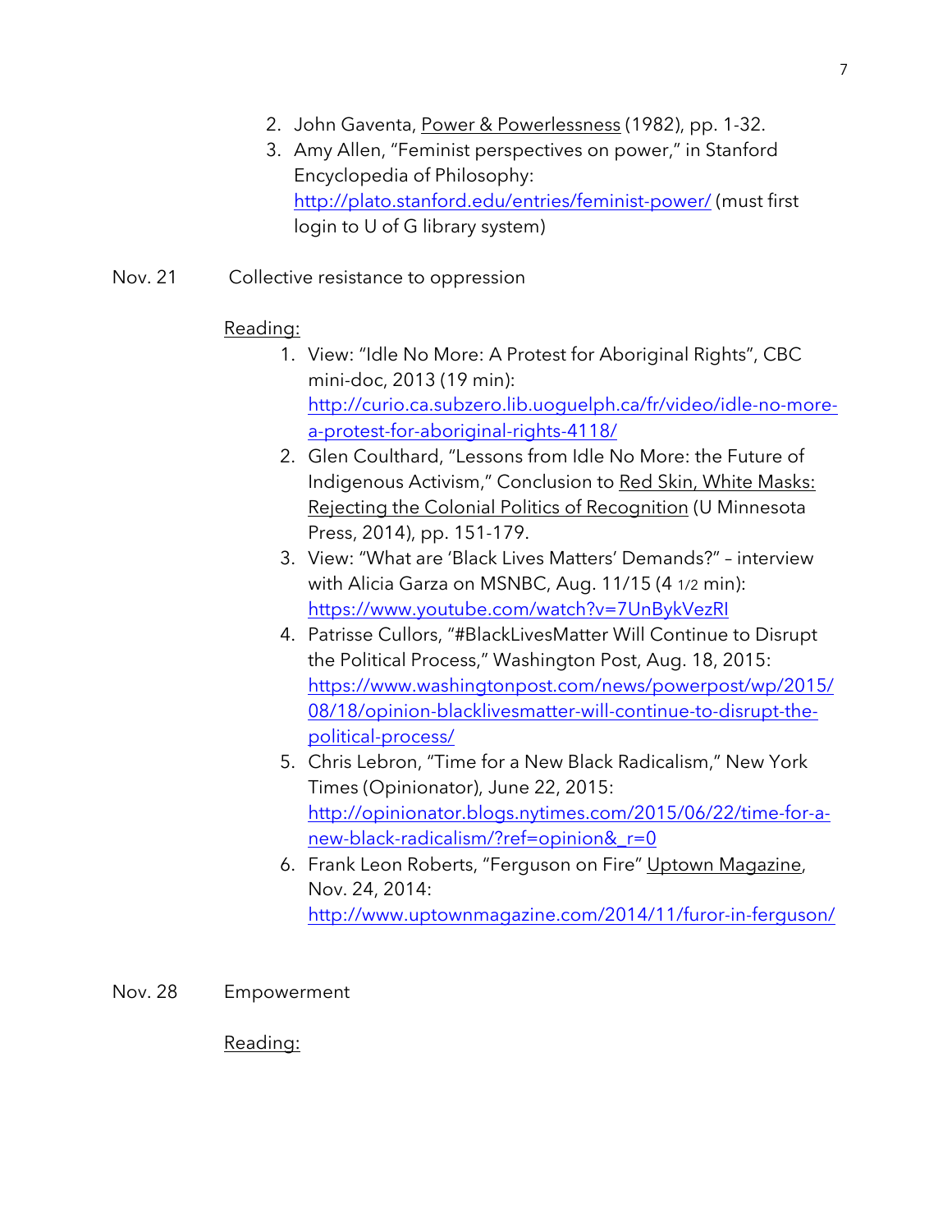2. John Gaventa, Power & Powerlessness (1982), pp. 1-32.
3. Amy Allen, "Feminist perspectives on power," in Stanford Encyclopedia of Philosophy: http://plato.stanford.edu/entries/feminist-power/ (must first login to U of G library system)

Nov. 21 Collective resistance to oppression

Reading:

1. View: "Idle No More: A Protest for Aboriginal Rights", CBC mini-doc, 2013 (19 min): http://curio.ca.subzero.lib.uoguelph.ca/fr/video/idle-no-more-a-protest-for-aboriginal-rights-4118/
2. Glen Coulthard, "Lessons from Idle No More: the Future of Indigenous Activism," Conclusion to Red Skin, White Masks: Rejecting the Colonial Politics of Recognition (U Minnesota Press, 2014), pp. 151-179.
3. View: "What are 'Black Lives Matters' Demands?" – interview with Alicia Garza on MSNBC, Aug. 11/15 (4 1/2 min): https://www.youtube.com/watch?v=7UnBykVezRI
4. Patrisse Cullors, "#BlackLivesMatter Will Continue to Disrupt the Political Process," Washington Post, Aug. 18, 2015: https://www.washingtonpost.com/news/powerpost/wp/2015/08/18/opinion-blacklivesmatter-will-continue-to-disrupt-the-political-process/
5. Chris Lebron, "Time for a New Black Radicalism," New York Times (Opinionator), June 22, 2015: http://opinionator.blogs.nytimes.com/2015/06/22/time-for-a-new-black-radicalism/?ref=opinion&_r=0
6. Frank Leon Roberts, "Ferguson on Fire" Uptown Magazine, Nov. 24, 2014: http://www.uptownmagazine.com/2014/11/furor-in-ferguson/

Nov. 28 Empowerment

Reading: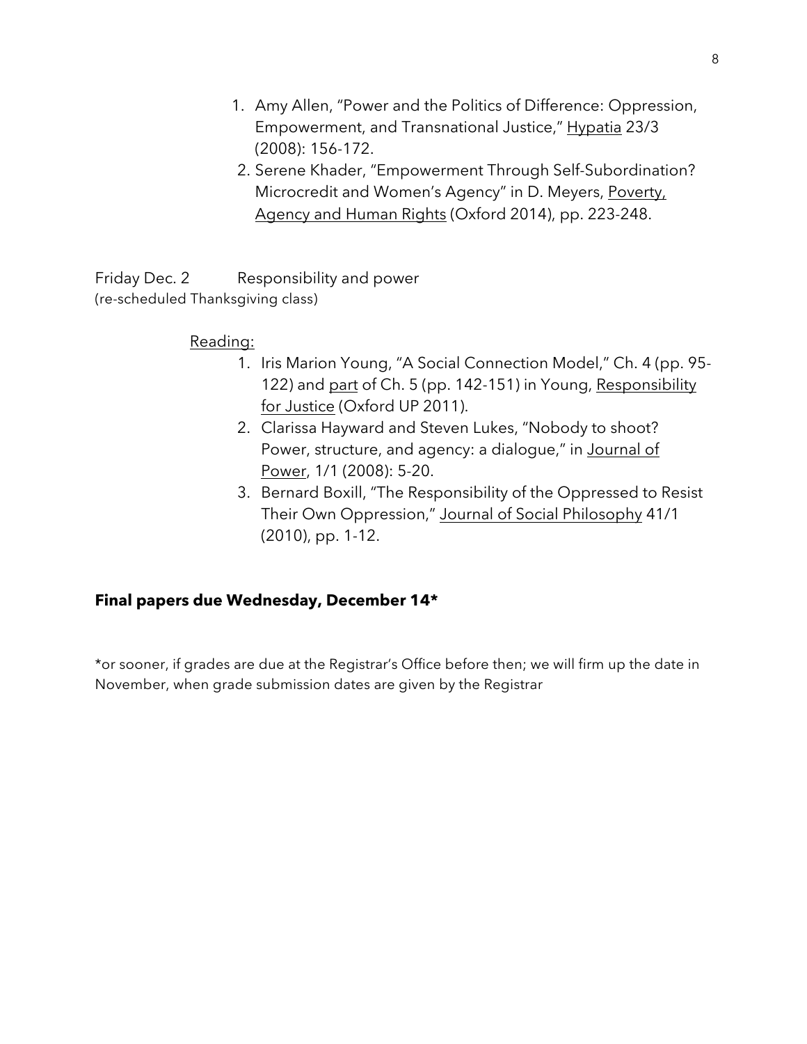1. Amy Allen, "Power and the Politics of Difference: Oppression, Empowerment, and Transnational Justice," Hypatia 23/3 (2008): 156-172.
2. Serene Khader, "Empowerment Through Self-Subordination? Microcredit and Women's Agency" in D. Meyers, Poverty, Agency and Human Rights (Oxford 2014), pp. 223-248.

Friday Dec. 2 Responsibility and power
(re-scheduled Thanksgiving class)

Reading:

1. Iris Marion Young, "A Social Connection Model," Ch. 4 (pp. 95-122) and part of Ch. 5 (pp. 142-151) in Young, Responsibility for Justice (Oxford UP 2011).
2. Clarissa Hayward and Steven Lukes, "Nobody to shoot? Power, structure, and agency: a dialogue," in Journal of Power, 1/1 (2008): 5-20.
3. Bernard Boxill, "The Responsibility of the Oppressed to Resist Their Own Oppression," Journal of Social Philosophy 41/1 (2010), pp. 1-12.

**Final papers due Wednesday, December 14***

*or sooner, if grades are due at the Registrar's Office before then; we will firm up the date in November, when grade submission dates are given by the Registrar